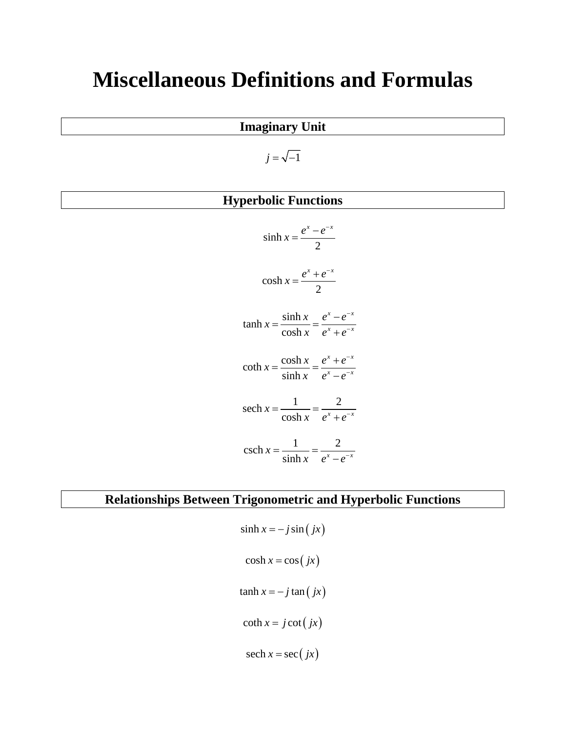# Miscellaneous Definitions and Formulas

## Imaginary Unit

$$j = \sqrt{-1}$$

## Hyperbolic Functions

$$\sinh x = \frac{e^x - e^{-x}}{2}$$

$$\cosh x = \frac{e^x + e^{-x}}{2}$$

$$\tanh x = \frac{\sinh x}{\cosh x} = \frac{e^x - e^{-x}}{e^x + e^{-x}}$$

$$\coth x = \frac{\cosh x}{\sinh x} = \frac{e^x + e^{-x}}{e^x - e^{-x}}$$

$$\operatorname{sech} x = \frac{1}{\cosh x} = \frac{2}{e^x + e^{-x}}$$

$$\operatorname{csch} x = \frac{1}{\sinh x} = \frac{2}{e^x - e^{-x}}$$

## Relationships Between Trigonometric and Hyperbolic Functions

$$\sinh x = -j \sin(jx)$$

$$\cosh x = \cos(jx)$$

$$\tanh x = -j \tan(jx)$$

$$\coth x = j \cot(jx)$$

$$\operatorname{sech} x = \sec(jx)$$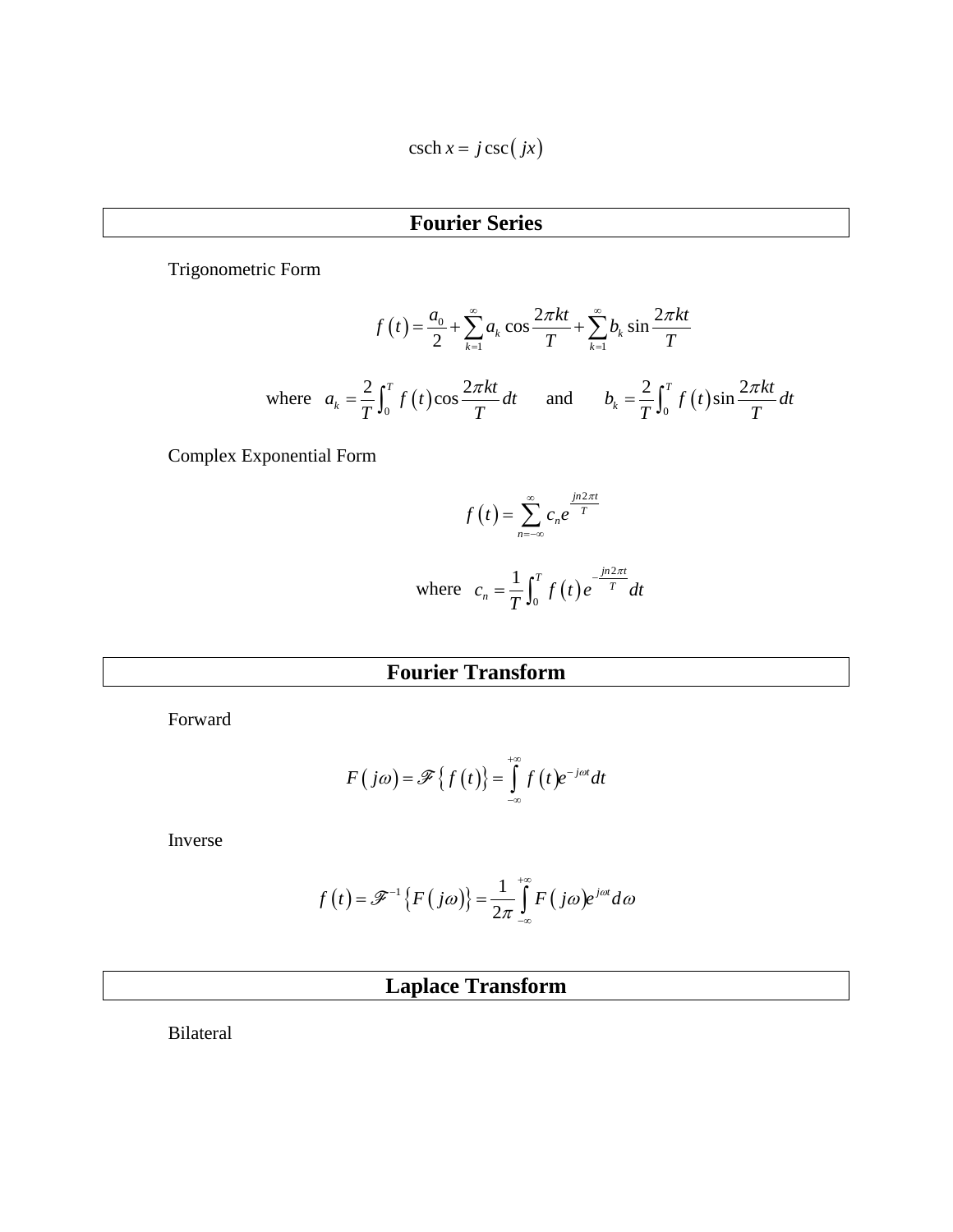$$\operatorname{csch} x = j \csc(jx)$$

## Fourier Series

Trigonometric Form

$$f(t) = \frac{a_0}{2} + \sum_{k=1}^{\infty} a_k \cos\frac{2\pi kt}{T} + \sum_{k=1}^{\infty} b_k \sin\frac{2\pi kt}{T}$$

where $a_k = \frac{2}{T}\int_0^T f(t)\cos\frac{2\pi kt}{T}\,dt$ and $b_k = \frac{2}{T}\int_0^T f(t)\sin\frac{2\pi kt}{T}\,dt$

Complex Exponential Form

$$f(t) = \sum_{n=-\infty}^{\infty} c_n e^{\frac{jn2\pi t}{T}}$$

where $c_n = \frac{1}{T}\int_0^T f(t)e^{-\frac{jn2\pi t}{T}}\,dt$

## Fourier Transform

Forward

$$F(j\omega) = \mathscr{F}\{f(t)\} = \int_{-\infty}^{+\infty} f(t)e^{-j\omega t}\,dt$$

Inverse

$$f(t) = \mathscr{F}^{-1}\{F(j\omega)\} = \frac{1}{2\pi}\int_{-\infty}^{+\infty} F(j\omega)e^{j\omega t}\,d\omega$$

## Laplace Transform

Bilateral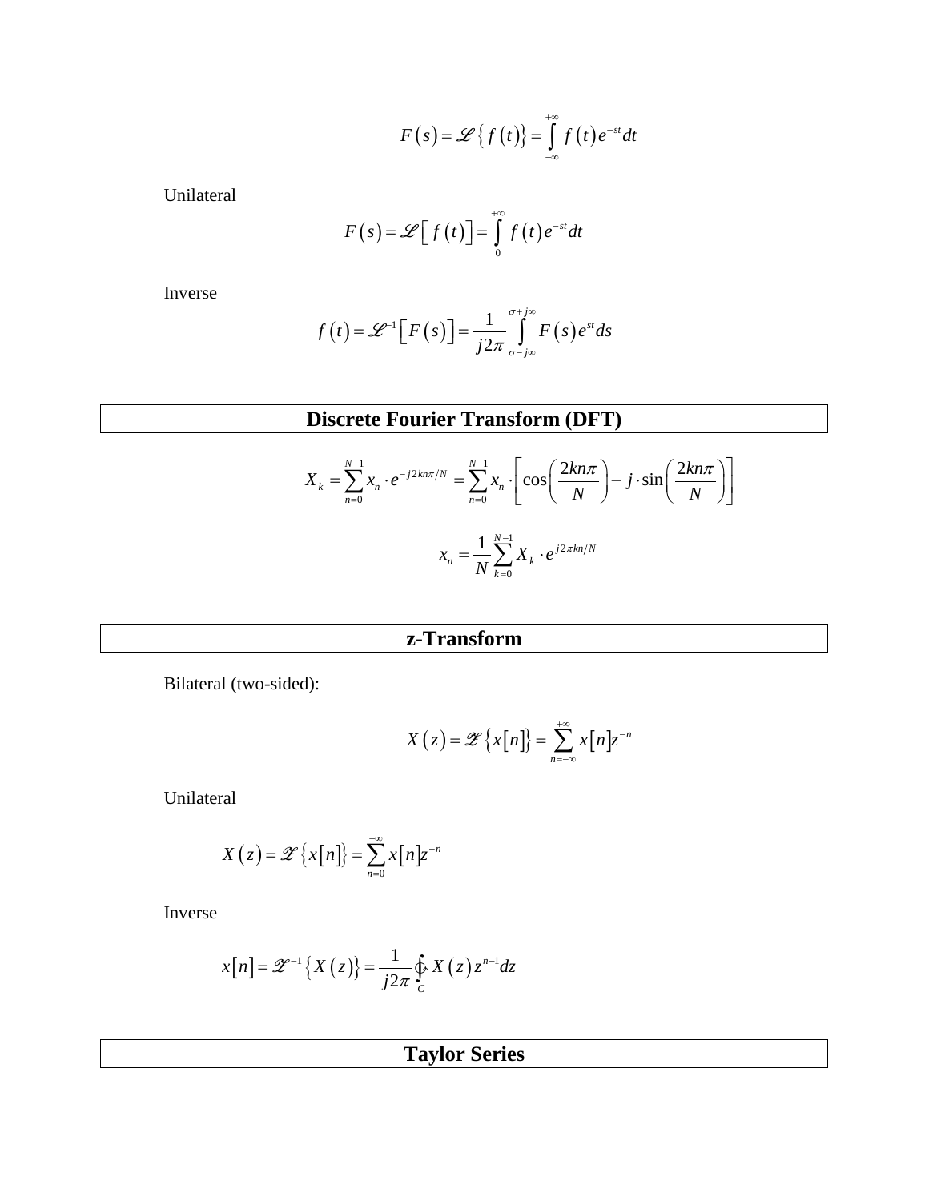$$F(s) = \mathscr{L}\{f(t)\} = \int_{-\infty}^{+\infty} f(t) e^{-st} dt$$

Unilateral

$$F(s) = \mathscr{L}\left[f(t)\right] = \int_{0}^{+\infty} f(t) e^{-st} dt$$

Inverse

$$f(t) = \mathscr{L}^{-1}\left[F(s)\right] = \frac{1}{j2\pi} \int_{\sigma - j\infty}^{\sigma + j\infty} F(s) e^{st} ds$$

## Discrete Fourier Transform (DFT)

$$X_k = \sum_{n=0}^{N-1} x_n \cdot e^{-j2kn\pi/N} = \sum_{n=0}^{N-1} x_n \cdot \left[\cos\left(\frac{2kn\pi}{N}\right) - j \cdot \sin\left(\frac{2kn\pi}{N}\right)\right]$$

$$x_n = \frac{1}{N} \sum_{k=0}^{N-1} X_k \cdot e^{j2\pi kn/N}$$

## z-Transform

Bilateral (two-sided):

$$X(z) = \mathscr{Z}\{x[n]\} = \sum_{n=-\infty}^{+\infty} x[n] z^{-n}$$

Unilateral

$$X(z) = \mathscr{Z}\{x[n]\} = \sum_{n=0}^{+\infty} x[n] z^{-n}$$

Inverse

$$x[n] = \mathscr{Z}^{-1}\{X(z)\} = \frac{1}{j2\pi} \oint_{C} X(z) z^{n-1} dz$$

## Taylor Series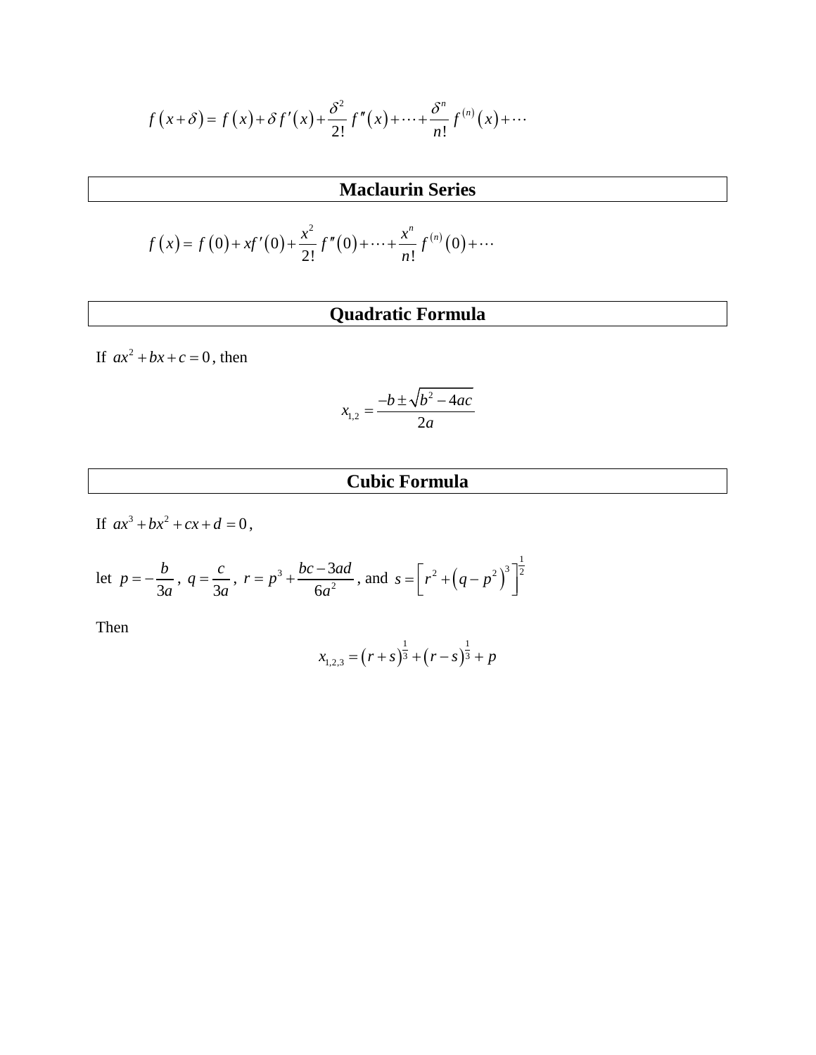$$f\left(x+\delta\right)=f\left(x\right)+\delta f'\left(x\right)+\frac{\delta^2}{2!}f''\left(x\right)+\cdots+\frac{\delta^n}{n!}f^{(n)}\left(x\right)+\cdots$$

## Maclaurin Series

$$f\left(x\right)=f\left(0\right)+xf'\left(0\right)+\frac{x^2}{2!}f''\left(0\right)+\cdots+\frac{x^n}{n!}f^{(n)}\left(0\right)+\cdots$$

## Quadratic Formula

If $ax^2+bx+c=0$, then

$$x_{1,2}=\frac{-b\pm\sqrt{b^2-4ac}}{2a}$$

## Cubic Formula

If $ax^3+bx^2+cx+d=0$,

let $p=-\dfrac{b}{3a}$, $q=\dfrac{c}{3a}$, $r=p^3+\dfrac{bc-3ad}{6a^2}$, and $s=\left[r^2+\left(q-p^2\right)^3\right]^{\frac{1}{2}}$

Then

$$x_{1,2,3}=\left(r+s\right)^{\frac{1}{3}}+\left(r-s\right)^{\frac{1}{3}}+p$$